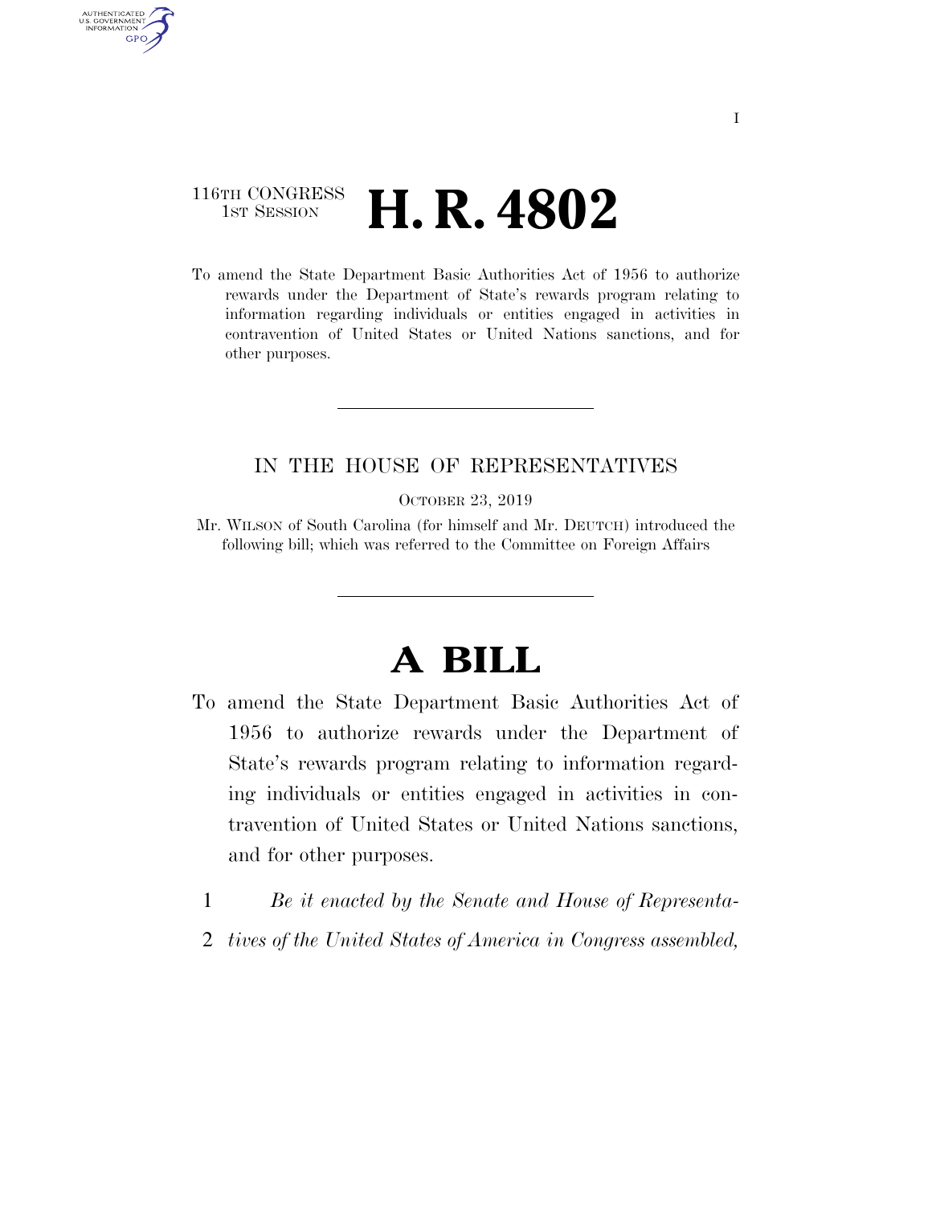116TH CONGRESS
1ST SESSION

# H. R. 4802

To amend the State Department Basic Authorities Act of 1956 to authorize rewards under the Department of State's rewards program relating to information regarding individuals or entities engaged in activities in contravention of United States or United Nations sanctions, and for other purposes.

---

IN THE HOUSE OF REPRESENTATIVES

OCTOBER 23, 2019

Mr. WILSON of South Carolina (for himself and Mr. DEUTCH) introduced the following bill; which was referred to the Committee on Foreign Affairs

---

# A BILL

To amend the State Department Basic Authorities Act of 1956 to authorize rewards under the Department of State's rewards program relating to information regarding individuals or entities engaged in activities in contravention of United States or United Nations sanctions, and for other purposes.

1 *Be it enacted by the Senate and House of Representa-*
2 *tives of the United States of America in Congress assembled,*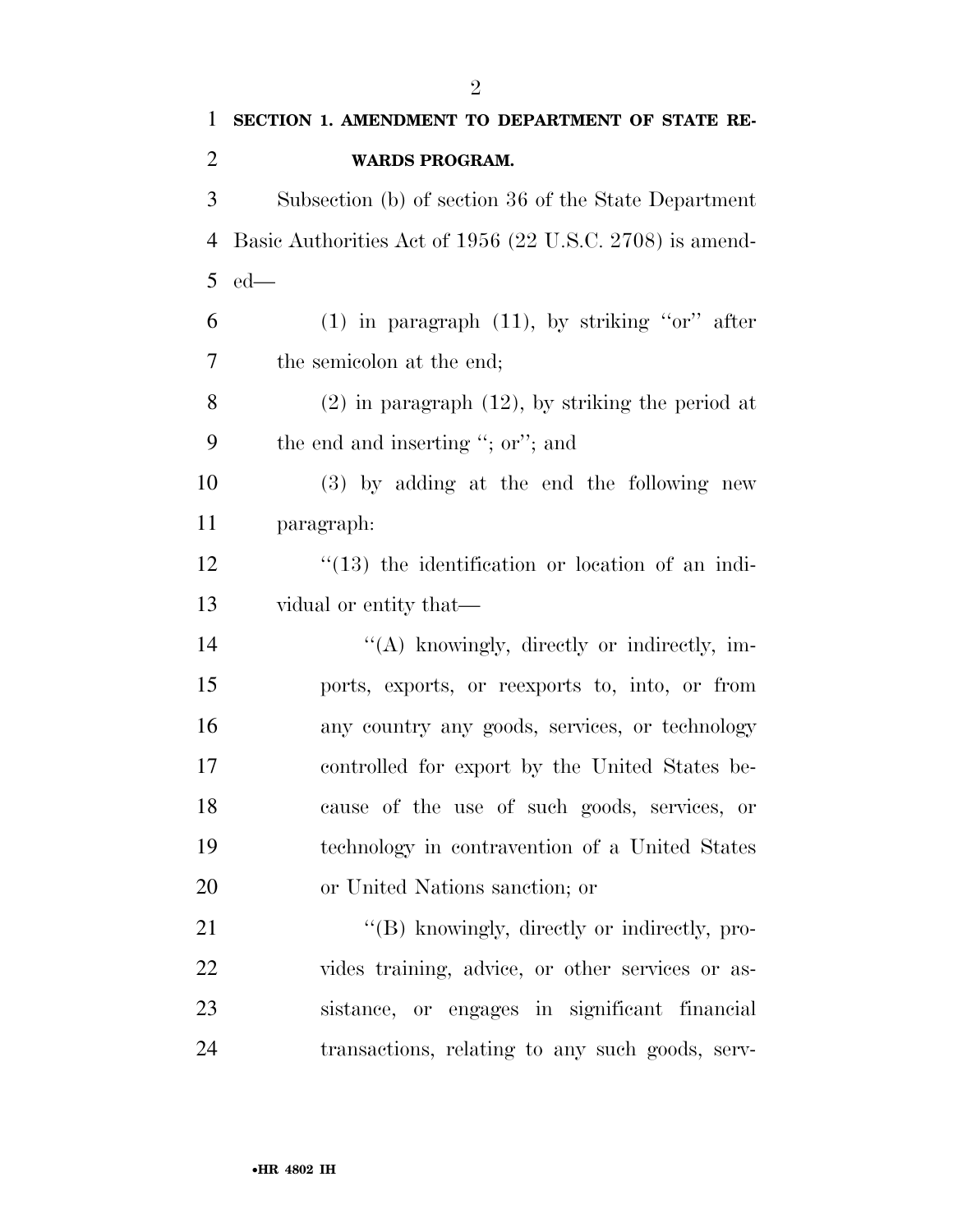**SECTION 1. AMENDMENT TO DEPARTMENT OF STATE REWARDS PROGRAM.**

Subsection (b) of section 36 of the State Department Basic Authorities Act of 1956 (22 U.S.C. 2708) is amended—

(1) in paragraph (11), by striking ''or'' after the semicolon at the end;

(2) in paragraph (12), by striking the period at the end and inserting ''; or''; and

(3) by adding at the end the following new paragraph:

''(13) the identification or location of an individual or entity that—

''(A) knowingly, directly or indirectly, imports, exports, or reexports to, into, or from any country any goods, services, or technology controlled for export by the United States because of the use of such goods, services, or technology in contravention of a United States or United Nations sanction; or

''(B) knowingly, directly or indirectly, provides training, advice, or other services or assistance, or engages in significant financial transactions, relating to any such goods, serv-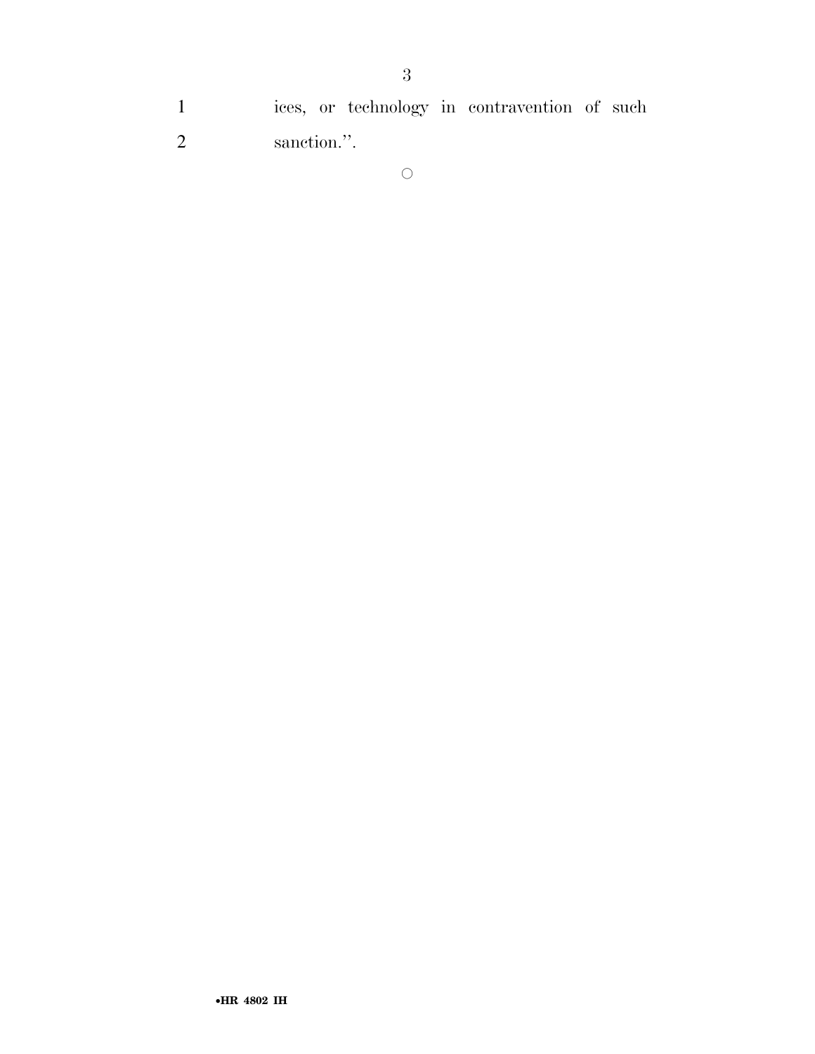ices, or technology in contravention of such sanction.''.

○